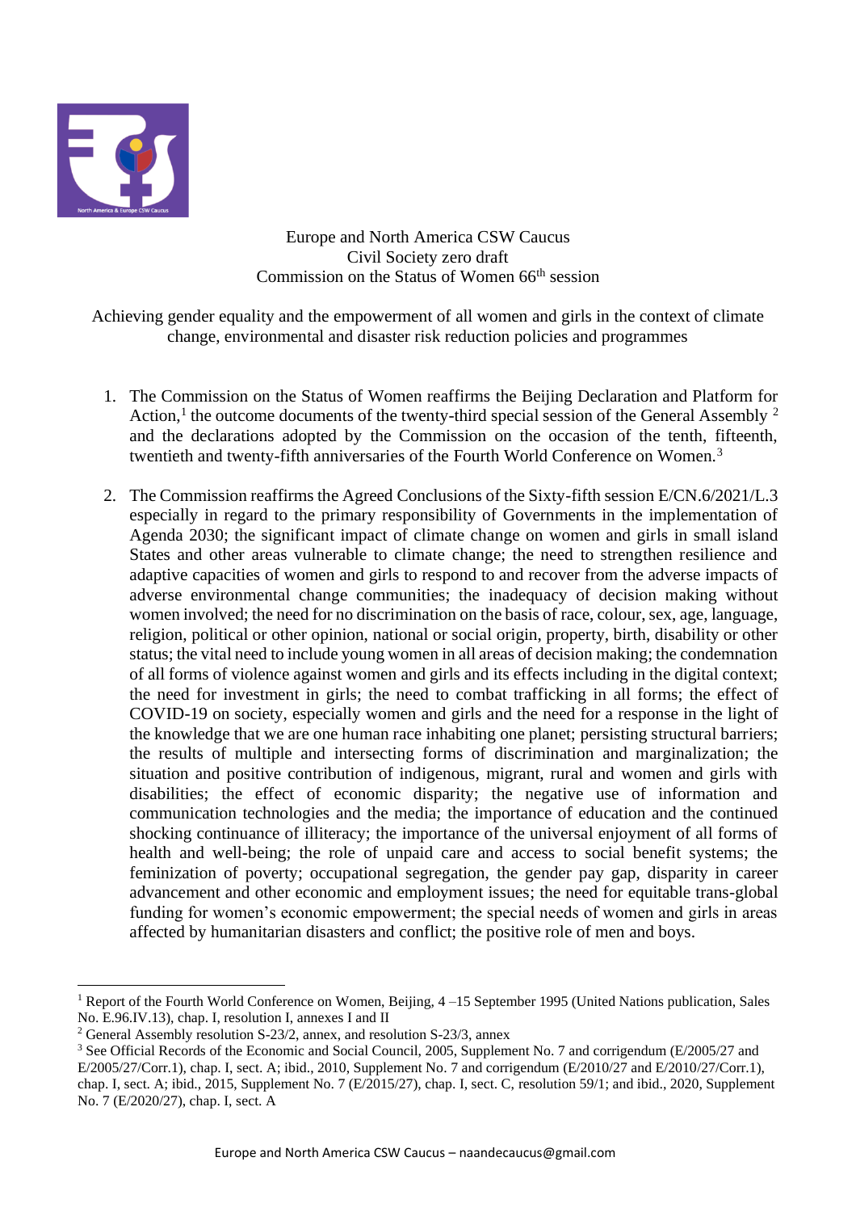Europe and North America CSW Caucus
Civil Society zero draft
Commission on the Status of Women 66th session

Achieving gender equality and the empowerment of all women and girls in the context of climate change, environmental and disaster risk reduction policies and programmes

1. The Commission on the Status of Women reaffirms the Beijing Declaration and Platform for Action,[1] the outcome documents of the twenty-third special session of the General Assembly [2] and the declarations adopted by the Commission on the occasion of the tenth, fifteenth, twentieth and twenty-fifth anniversaries of the Fourth World Conference on Women.[3]

2. The Commission reaffirms the Agreed Conclusions of the Sixty-fifth session E/CN.6/2021/L.3 especially in regard to the primary responsibility of Governments in the implementation of Agenda 2030; the significant impact of climate change on women and girls in small island States and other areas vulnerable to climate change; the need to strengthen resilience and adaptive capacities of women and girls to respond to and recover from the adverse impacts of adverse environmental change communities; the inadequacy of decision making without women involved; the need for no discrimination on the basis of race, colour, sex, age, language, religion, political or other opinion, national or social origin, property, birth, disability or other status; the vital need to include young women in all areas of decision making; the condemnation of all forms of violence against women and girls and its effects including in the digital context; the need for investment in girls; the need to combat trafficking in all forms; the effect of COVID-19 on society, especially women and girls and the need for a response in the light of the knowledge that we are one human race inhabiting one planet; persisting structural barriers; the results of multiple and intersecting forms of discrimination and marginalization; the situation and positive contribution of indigenous, migrant, rural and women and girls with disabilities; the effect of economic disparity; the negative use of information and communication technologies and the media; the importance of education and the continued shocking continuance of illiteracy; the importance of the universal enjoyment of all forms of health and well-being; the role of unpaid care and access to social benefit systems; the feminization of poverty; occupational segregation, the gender pay gap, disparity in career advancement and other economic and employment issues; the need for equitable trans-global funding for women's economic empowerment; the special needs of women and girls in areas affected by humanitarian disasters and conflict; the positive role of men and boys.

---

[1] Report of the Fourth World Conference on Women, Beijing, 4 –15 September 1995 (United Nations publication, Sales No. E.96.IV.13), chap. I, resolution I, annexes I and II

[2] General Assembly resolution S-23/2, annex, and resolution S-23/3, annex

[3] See Official Records of the Economic and Social Council, 2005, Supplement No. 7 and corrigendum (E/2005/27 and E/2005/27/Corr.1), chap. I, sect. A; ibid., 2010, Supplement No. 7 and corrigendum (E/2010/27 and E/2010/27/Corr.1), chap. I, sect. A; ibid., 2015, Supplement No. 7 (E/2015/27), chap. I, sect. C, resolution 59/1; and ibid., 2020, Supplement No. 7 (E/2020/27), chap. I, sect. A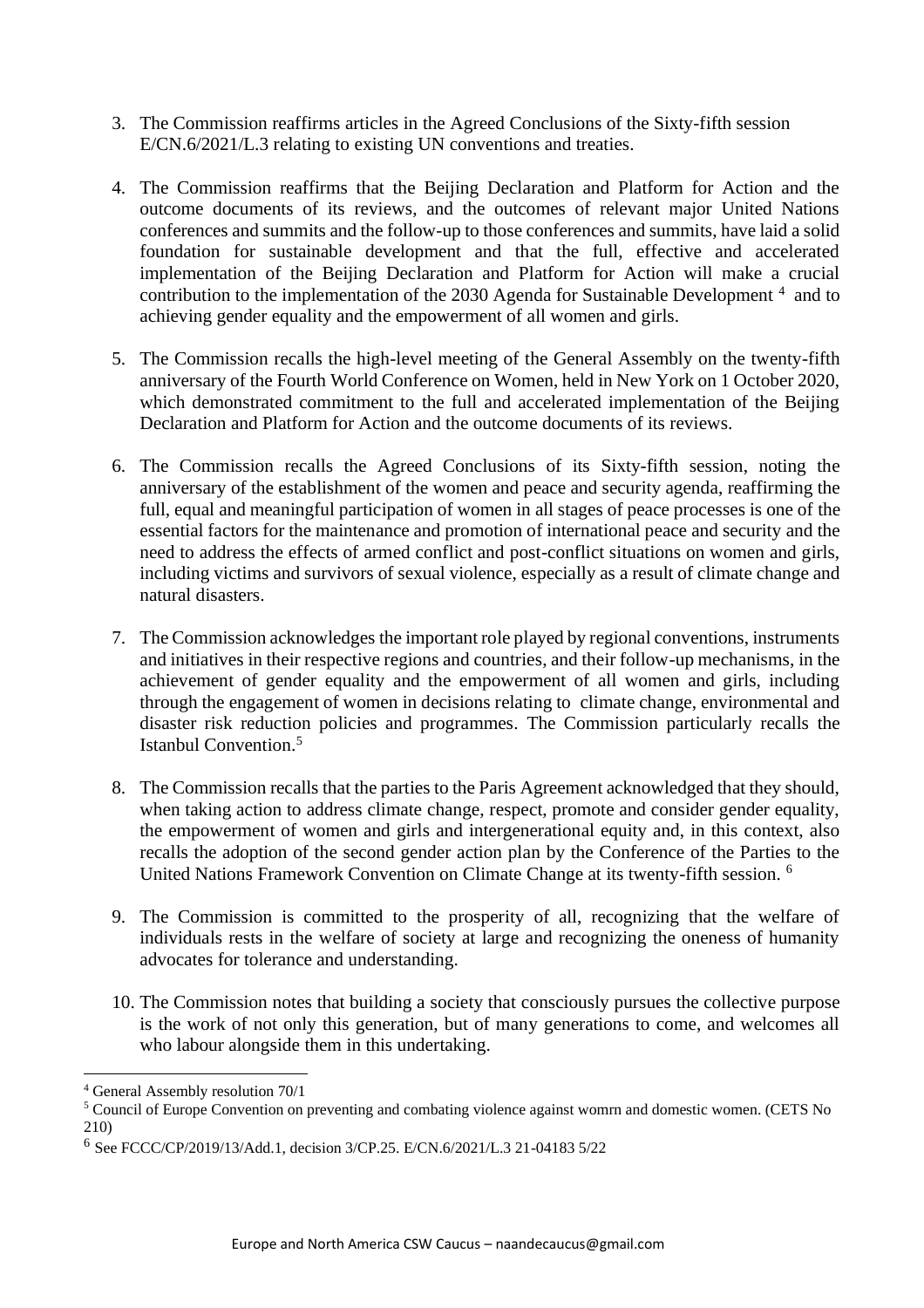3. The Commission reaffirms articles in the Agreed Conclusions of the Sixty-fifth session E/CN.6/2021/L.3 relating to existing UN conventions and treaties.

4. The Commission reaffirms that the Beijing Declaration and Platform for Action and the outcome documents of its reviews, and the outcomes of relevant major United Nations conferences and summits and the follow-up to those conferences and summits, have laid a solid foundation for sustainable development and that the full, effective and accelerated implementation of the Beijing Declaration and Platform for Action will make a crucial contribution to the implementation of the 2030 Agenda for Sustainable Development [4] and to achieving gender equality and the empowerment of all women and girls.

5. The Commission recalls the high-level meeting of the General Assembly on the twenty-fifth anniversary of the Fourth World Conference on Women, held in New York on 1 October 2020, which demonstrated commitment to the full and accelerated implementation of the Beijing Declaration and Platform for Action and the outcome documents of its reviews.

6. The Commission recalls the Agreed Conclusions of its Sixty-fifth session, noting the anniversary of the establishment of the women and peace and security agenda, reaffirming the full, equal and meaningful participation of women in all stages of peace processes is one of the essential factors for the maintenance and promotion of international peace and security and the need to address the effects of armed conflict and post-conflict situations on women and girls, including victims and survivors of sexual violence, especially as a result of climate change and natural disasters.

7. The Commission acknowledges the important role played by regional conventions, instruments and initiatives in their respective regions and countries, and their follow-up mechanisms, in the achievement of gender equality and the empowerment of all women and girls, including through the engagement of women in decisions relating to climate change, environmental and disaster risk reduction policies and programmes. The Commission particularly recalls the Istanbul Convention.[5]

8. The Commission recalls that the parties to the Paris Agreement acknowledged that they should, when taking action to address climate change, respect, promote and consider gender equality, the empowerment of women and girls and intergenerational equity and, in this context, also recalls the adoption of the second gender action plan by the Conference of the Parties to the United Nations Framework Convention on Climate Change at its twenty-fifth session. [6]

9. The Commission is committed to the prosperity of all, recognizing that the welfare of individuals rests in the welfare of society at large and recognizing the oneness of humanity advocates for tolerance and understanding.

10. The Commission notes that building a society that consciously pursues the collective purpose is the work of not only this generation, but of many generations to come, and welcomes all who labour alongside them in this undertaking.

---

[4] General Assembly resolution 70/1

[5] Council of Europe Convention on preventing and combating violence against womrn and domestic women. (CETS No 210)

[6] See FCCC/CP/2019/13/Add.1, decision 3/CP.25. E/CN.6/2021/L.3 21-04183 5/22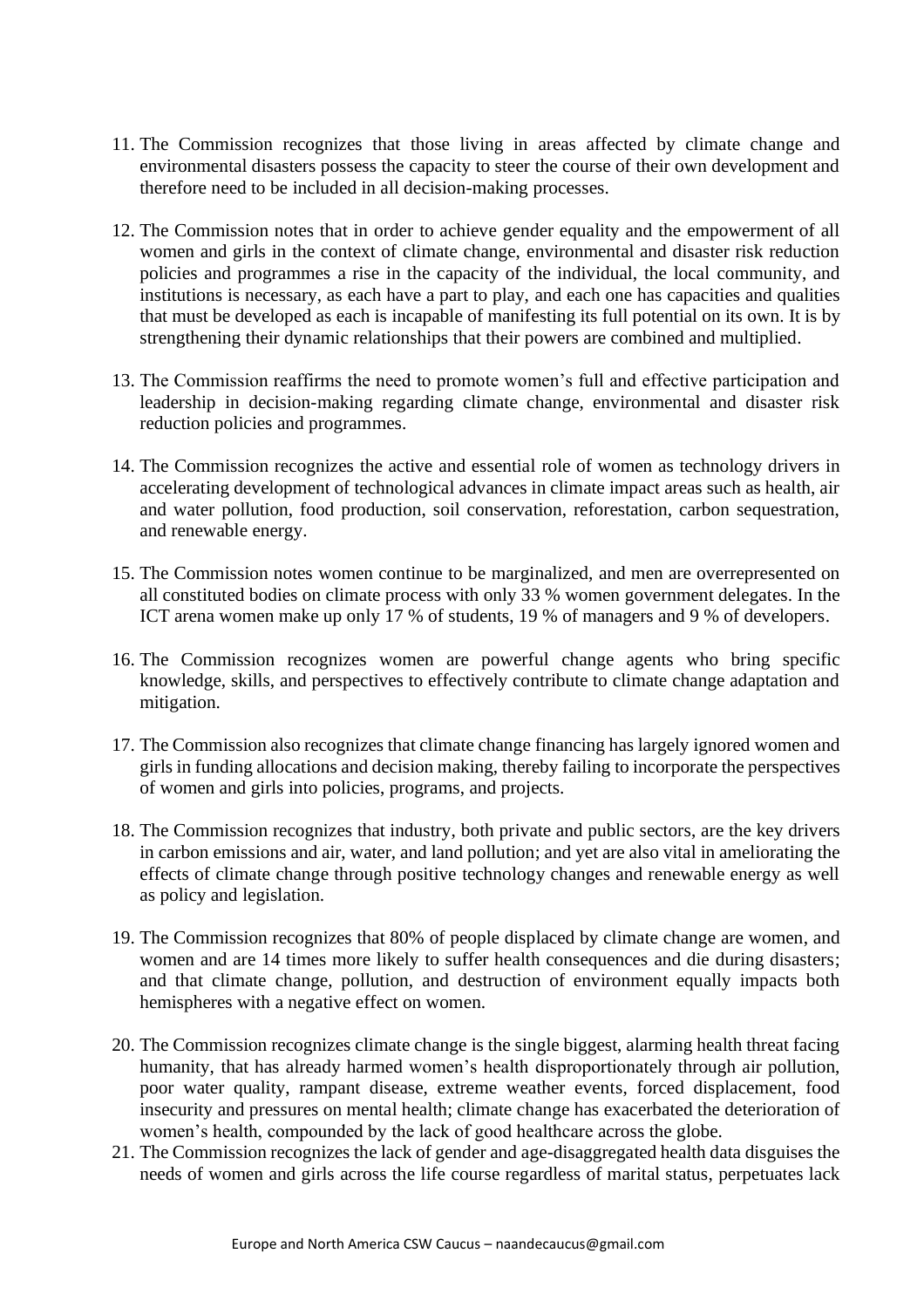11. The Commission recognizes that those living in areas affected by climate change and environmental disasters possess the capacity to steer the course of their own development and therefore need to be included in all decision-making processes.

12. The Commission notes that in order to achieve gender equality and the empowerment of all women and girls in the context of climate change, environmental and disaster risk reduction policies and programmes a rise in the capacity of the individual, the local community, and institutions is necessary, as each have a part to play, and each one has capacities and qualities that must be developed as each is incapable of manifesting its full potential on its own. It is by strengthening their dynamic relationships that their powers are combined and multiplied.

13. The Commission reaffirms the need to promote women's full and effective participation and leadership in decision-making regarding climate change, environmental and disaster risk reduction policies and programmes.

14. The Commission recognizes the active and essential role of women as technology drivers in accelerating development of technological advances in climate impact areas such as health, air and water pollution, food production, soil conservation, reforestation, carbon sequestration, and renewable energy.

15. The Commission notes women continue to be marginalized, and men are overrepresented on all constituted bodies on climate process with only 33 % women government delegates. In the ICT arena women make up only 17 % of students, 19 % of managers and 9 % of developers.

16. The Commission recognizes women are powerful change agents who bring specific knowledge, skills, and perspectives to effectively contribute to climate change adaptation and mitigation.

17. The Commission also recognizes that climate change financing has largely ignored women and girls in funding allocations and decision making, thereby failing to incorporate the perspectives of women and girls into policies, programs, and projects.

18. The Commission recognizes that industry, both private and public sectors, are the key drivers in carbon emissions and air, water, and land pollution; and yet are also vital in ameliorating the effects of climate change through positive technology changes and renewable energy as well as policy and legislation.

19. The Commission recognizes that 80% of people displaced by climate change are women, and women and are 14 times more likely to suffer health consequences and die during disasters; and that climate change, pollution, and destruction of environment equally impacts both hemispheres with a negative effect on women.

20. The Commission recognizes climate change is the single biggest, alarming health threat facing humanity, that has already harmed women's health disproportionately through air pollution, poor water quality, rampant disease, extreme weather events, forced displacement, food insecurity and pressures on mental health; climate change has exacerbated the deterioration of women's health, compounded by the lack of good healthcare across the globe.

21. The Commission recognizes the lack of gender and age-disaggregated health data disguises the needs of women and girls across the life course regardless of marital status, perpetuates lack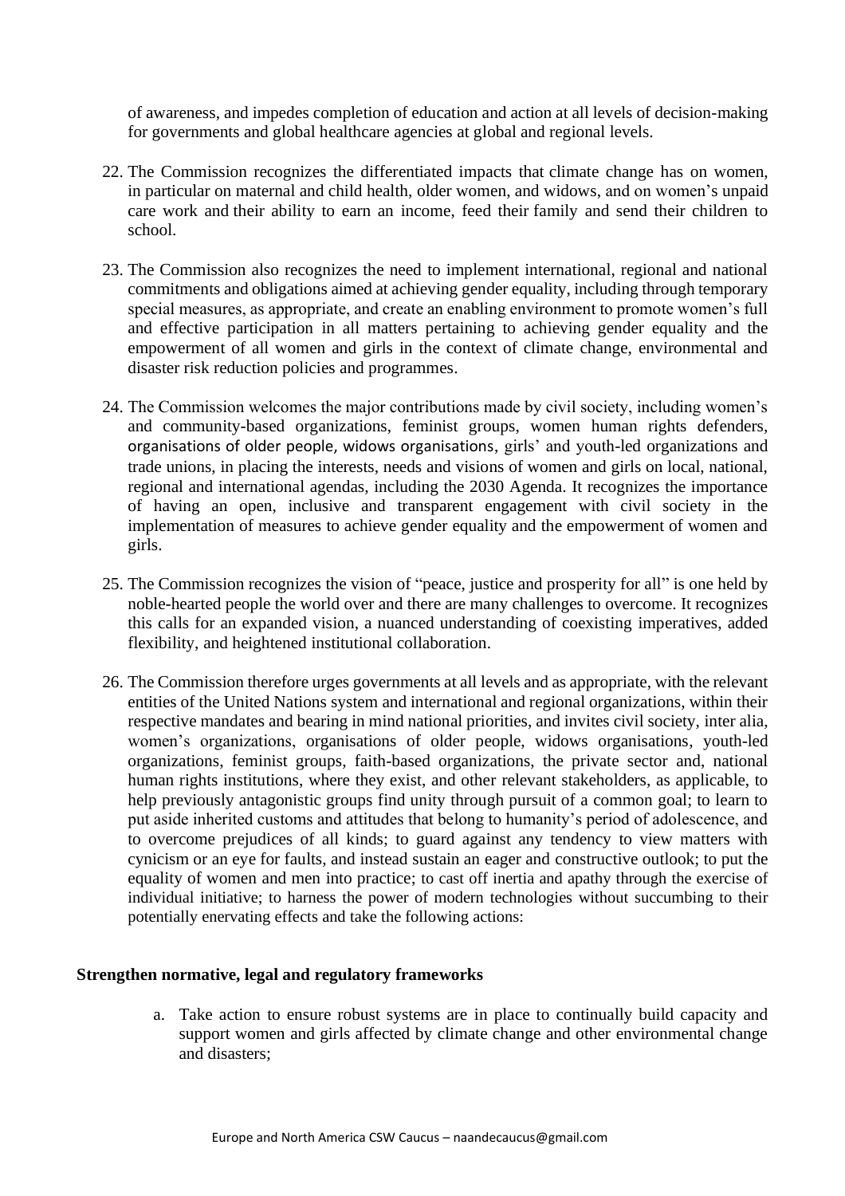of awareness, and impedes completion of education and action at all levels of decision-making for governments and global healthcare agencies at global and regional levels.

22. The Commission recognizes the differentiated impacts that climate change has on women, in particular on maternal and child health, older women, and widows, and on women's unpaid care work and their ability to earn an income, feed their family and send their children to school.

23. The Commission also recognizes the need to implement international, regional and national commitments and obligations aimed at achieving gender equality, including through temporary special measures, as appropriate, and create an enabling environment to promote women's full and effective participation in all matters pertaining to achieving gender equality and the empowerment of all women and girls in the context of climate change, environmental and disaster risk reduction policies and programmes.

24. The Commission welcomes the major contributions made by civil society, including women's and community-based organizations, feminist groups, women human rights defenders, organisations of older people, widows organisations, girls' and youth-led organizations and trade unions, in placing the interests, needs and visions of women and girls on local, national, regional and international agendas, including the 2030 Agenda. It recognizes the importance of having an open, inclusive and transparent engagement with civil society in the implementation of measures to achieve gender equality and the empowerment of women and girls.

25. The Commission recognizes the vision of "peace, justice and prosperity for all" is one held by noble-hearted people the world over and there are many challenges to overcome. It recognizes this calls for an expanded vision, a nuanced understanding of coexisting imperatives, added flexibility, and heightened institutional collaboration.

26. The Commission therefore urges governments at all levels and as appropriate, with the relevant entities of the United Nations system and international and regional organizations, within their respective mandates and bearing in mind national priorities, and invites civil society, inter alia, women's organizations, organisations of older people, widows organisations, youth-led organizations, feminist groups, faith-based organizations, the private sector and, national human rights institutions, where they exist, and other relevant stakeholders, as applicable, to help previously antagonistic groups find unity through pursuit of a common goal; to learn to put aside inherited customs and attitudes that belong to humanity's period of adolescence, and to overcome prejudices of all kinds; to guard against any tendency to view matters with cynicism or an eye for faults, and instead sustain an eager and constructive outlook; to put the equality of women and men into practice; to cast off inertia and apathy through the exercise of individual initiative; to harness the power of modern technologies without succumbing to their potentially enervating effects and take the following actions:

**Strengthen normative, legal and regulatory frameworks**

a. Take action to ensure robust systems are in place to continually build capacity and support women and girls affected by climate change and other environmental change and disasters;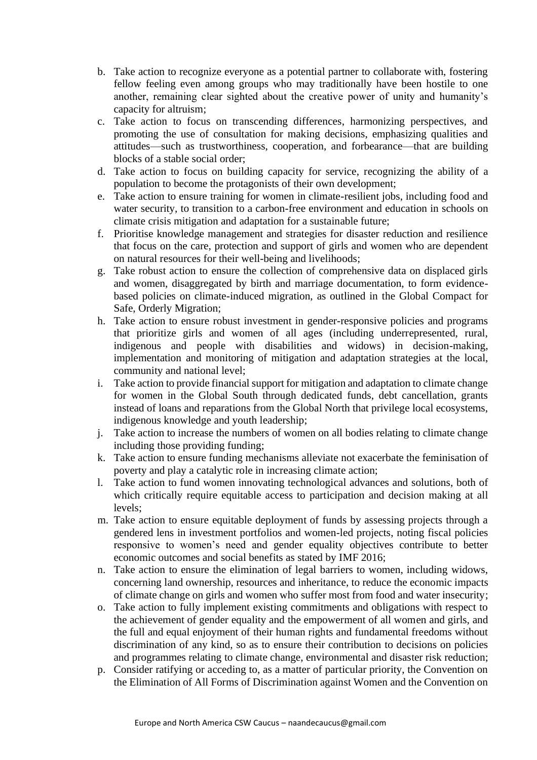b. Take action to recognize everyone as a potential partner to collaborate with, fostering fellow feeling even among groups who may traditionally have been hostile to one another, remaining clear sighted about the creative power of unity and humanity's capacity for altruism;
c. Take action to focus on transcending differences, harmonizing perspectives, and promoting the use of consultation for making decisions, emphasizing qualities and attitudes—such as trustworthiness, cooperation, and forbearance—that are building blocks of a stable social order;
d. Take action to focus on building capacity for service, recognizing the ability of a population to become the protagonists of their own development;
e. Take action to ensure training for women in climate-resilient jobs, including food and water security, to transition to a carbon-free environment and education in schools on climate crisis mitigation and adaptation for a sustainable future;
f. Prioritise knowledge management and strategies for disaster reduction and resilience that focus on the care, protection and support of girls and women who are dependent on natural resources for their well-being and livelihoods;
g. Take robust action to ensure the collection of comprehensive data on displaced girls and women, disaggregated by birth and marriage documentation, to form evidence-based policies on climate-induced migration, as outlined in the Global Compact for Safe, Orderly Migration;
h. Take action to ensure robust investment in gender-responsive policies and programs that prioritize girls and women of all ages (including underrepresented, rural, indigenous and people with disabilities and widows) in decision-making, implementation and monitoring of mitigation and adaptation strategies at the local, community and national level;
i. Take action to provide financial support for mitigation and adaptation to climate change for women in the Global South through dedicated funds, debt cancellation, grants instead of loans and reparations from the Global North that privilege local ecosystems, indigenous knowledge and youth leadership;
j. Take action to increase the numbers of women on all bodies relating to climate change including those providing funding;
k. Take action to ensure funding mechanisms alleviate not exacerbate the feminisation of poverty and play a catalytic role in increasing climate action;
l. Take action to fund women innovating technological advances and solutions, both of which critically require equitable access to participation and decision making at all levels;
m. Take action to ensure equitable deployment of funds by assessing projects through a gendered lens in investment portfolios and women-led projects, noting fiscal policies responsive to women's need and gender equality objectives contribute to better economic outcomes and social benefits as stated by IMF 2016;
n. Take action to ensure the elimination of legal barriers to women, including widows, concerning land ownership, resources and inheritance, to reduce the economic impacts of climate change on girls and women who suffer most from food and water insecurity;
o. Take action to fully implement existing commitments and obligations with respect to the achievement of gender equality and the empowerment of all women and girls, and the full and equal enjoyment of their human rights and fundamental freedoms without discrimination of any kind, so as to ensure their contribution to decisions on policies and programmes relating to climate change, environmental and disaster risk reduction;
p. Consider ratifying or acceding to, as a matter of particular priority, the Convention on the Elimination of All Forms of Discrimination against Women and the Convention on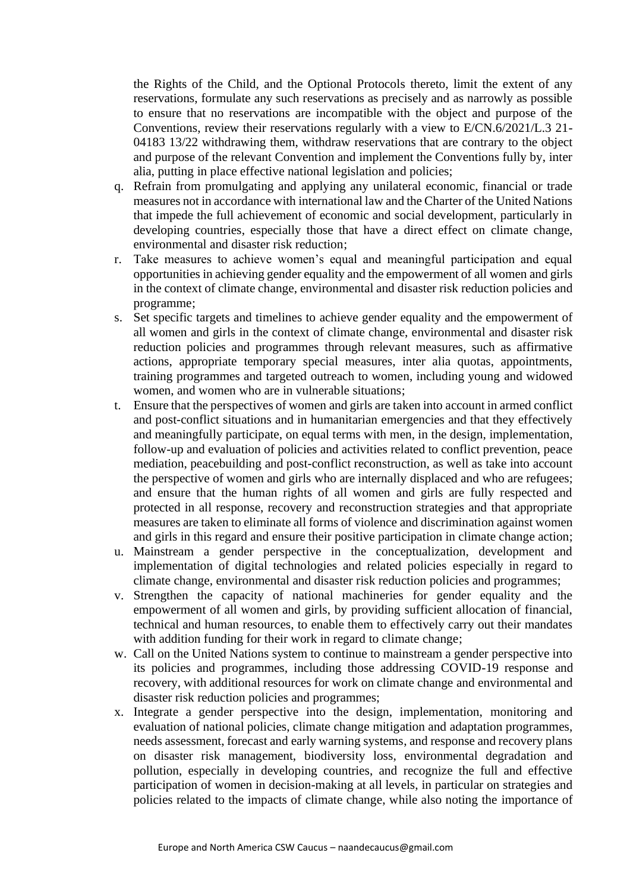the Rights of the Child, and the Optional Protocols thereto, limit the extent of any reservations, formulate any such reservations as precisely and as narrowly as possible to ensure that no reservations are incompatible with the object and purpose of the Conventions, review their reservations regularly with a view to E/CN.6/2021/L.3 21-04183 13/22 withdrawing them, withdraw reservations that are contrary to the object and purpose of the relevant Convention and implement the Conventions fully by, inter alia, putting in place effective national legislation and policies;

q. Refrain from promulgating and applying any unilateral economic, financial or trade measures not in accordance with international law and the Charter of the United Nations that impede the full achievement of economic and social development, particularly in developing countries, especially those that have a direct effect on climate change, environmental and disaster risk reduction;
r. Take measures to achieve women's equal and meaningful participation and equal opportunities in achieving gender equality and the empowerment of all women and girls in the context of climate change, environmental and disaster risk reduction policies and programme;
s. Set specific targets and timelines to achieve gender equality and the empowerment of all women and girls in the context of climate change, environmental and disaster risk reduction policies and programmes through relevant measures, such as affirmative actions, appropriate temporary special measures, inter alia quotas, appointments, training programmes and targeted outreach to women, including young and widowed women, and women who are in vulnerable situations;
t. Ensure that the perspectives of women and girls are taken into account in armed conflict and post-conflict situations and in humanitarian emergencies and that they effectively and meaningfully participate, on equal terms with men, in the design, implementation, follow-up and evaluation of policies and activities related to conflict prevention, peace mediation, peacebuilding and post-conflict reconstruction, as well as take into account the perspective of women and girls who are internally displaced and who are refugees; and ensure that the human rights of all women and girls are fully respected and protected in all response, recovery and reconstruction strategies and that appropriate measures are taken to eliminate all forms of violence and discrimination against women and girls in this regard and ensure their positive participation in climate change action;
u. Mainstream a gender perspective in the conceptualization, development and implementation of digital technologies and related policies especially in regard to climate change, environmental and disaster risk reduction policies and programmes;
v. Strengthen the capacity of national machineries for gender equality and the empowerment of all women and girls, by providing sufficient allocation of financial, technical and human resources, to enable them to effectively carry out their mandates with addition funding for their work in regard to climate change;
w. Call on the United Nations system to continue to mainstream a gender perspective into its policies and programmes, including those addressing COVID-19 response and recovery, with additional resources for work on climate change and environmental and disaster risk reduction policies and programmes;
x. Integrate a gender perspective into the design, implementation, monitoring and evaluation of national policies, climate change mitigation and adaptation programmes, needs assessment, forecast and early warning systems, and response and recovery plans on disaster risk management, biodiversity loss, environmental degradation and pollution, especially in developing countries, and recognize the full and effective participation of women in decision-making at all levels, in particular on strategies and policies related to the impacts of climate change, while also noting the importance of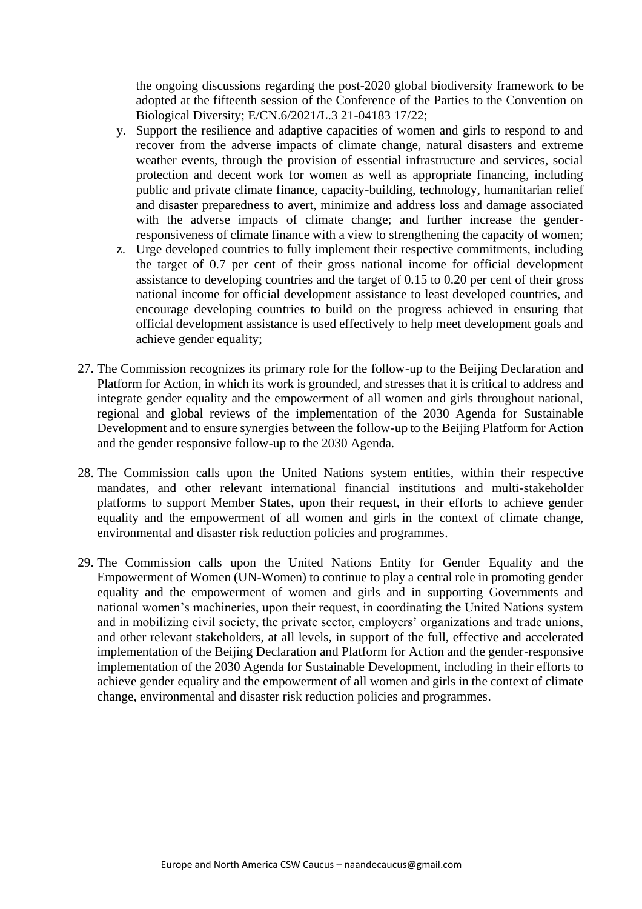the ongoing discussions regarding the post-2020 global biodiversity framework to be adopted at the fifteenth session of the Conference of the Parties to the Convention on Biological Diversity; E/CN.6/2021/L.3 21-04183 17/22;

y. Support the resilience and adaptive capacities of women and girls to respond to and recover from the adverse impacts of climate change, natural disasters and extreme weather events, through the provision of essential infrastructure and services, social protection and decent work for women as well as appropriate financing, including public and private climate finance, capacity-building, technology, humanitarian relief and disaster preparedness to avert, minimize and address loss and damage associated with the adverse impacts of climate change; and further increase the gender-responsiveness of climate finance with a view to strengthening the capacity of women;

z. Urge developed countries to fully implement their respective commitments, including the target of 0.7 per cent of their gross national income for official development assistance to developing countries and the target of 0.15 to 0.20 per cent of their gross national income for official development assistance to least developed countries, and encourage developing countries to build on the progress achieved in ensuring that official development assistance is used effectively to help meet development goals and achieve gender equality;

27. The Commission recognizes its primary role for the follow-up to the Beijing Declaration and Platform for Action, in which its work is grounded, and stresses that it is critical to address and integrate gender equality and the empowerment of all women and girls throughout national, regional and global reviews of the implementation of the 2030 Agenda for Sustainable Development and to ensure synergies between the follow-up to the Beijing Platform for Action and the gender responsive follow-up to the 2030 Agenda.

28. The Commission calls upon the United Nations system entities, within their respective mandates, and other relevant international financial institutions and multi-stakeholder platforms to support Member States, upon their request, in their efforts to achieve gender equality and the empowerment of all women and girls in the context of climate change, environmental and disaster risk reduction policies and programmes.

29. The Commission calls upon the United Nations Entity for Gender Equality and the Empowerment of Women (UN-Women) to continue to play a central role in promoting gender equality and the empowerment of women and girls and in supporting Governments and national women's machineries, upon their request, in coordinating the United Nations system and in mobilizing civil society, the private sector, employers' organizations and trade unions, and other relevant stakeholders, at all levels, in support of the full, effective and accelerated implementation of the Beijing Declaration and Platform for Action and the gender-responsive implementation of the 2030 Agenda for Sustainable Development, including in their efforts to achieve gender equality and the empowerment of all women and girls in the context of climate change, environmental and disaster risk reduction policies and programmes.